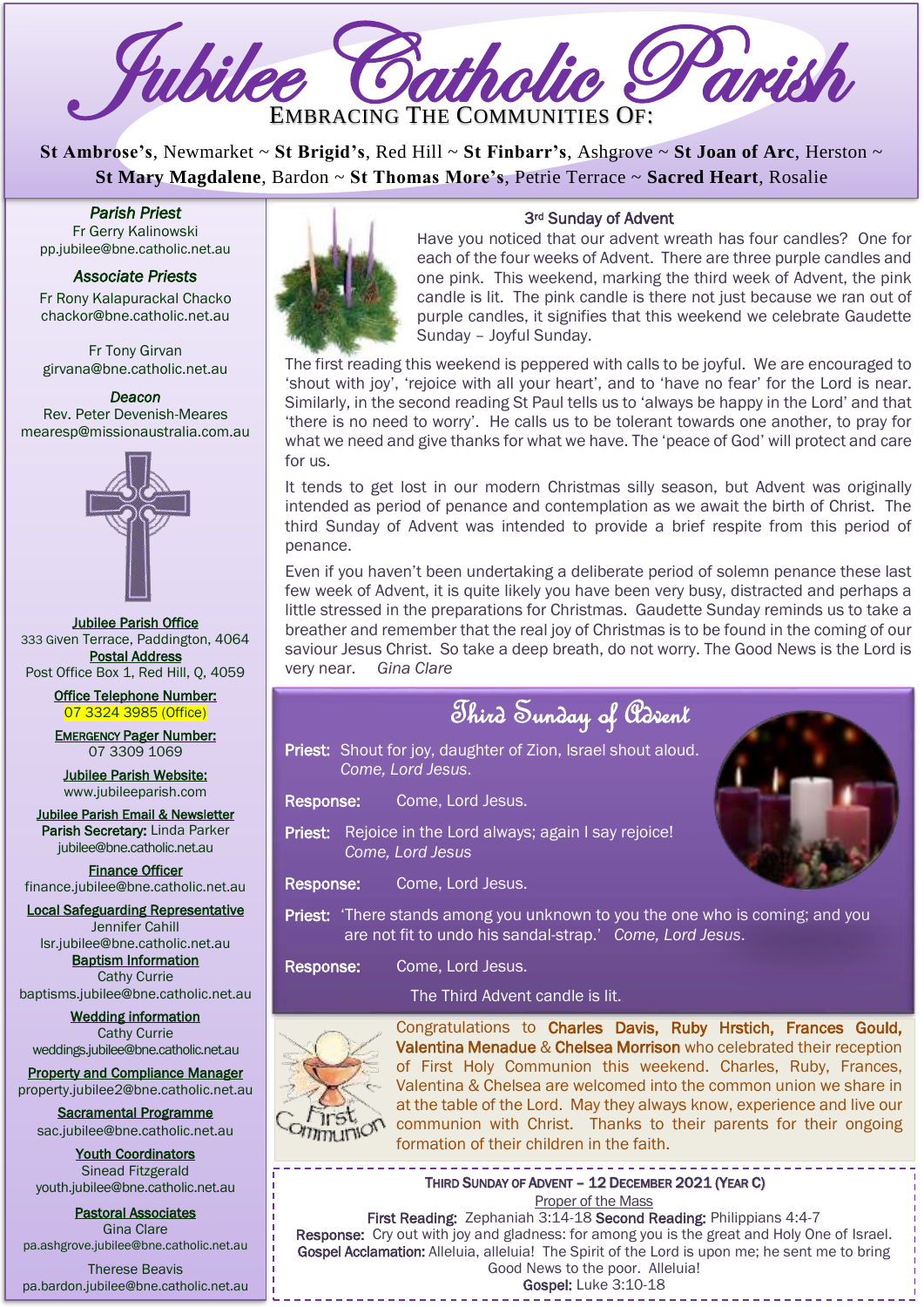# Jubilee Catholic Parish

EMBRACING THE COMMUNITIES OF:

**St Ambrose's**, Newmarket ~ **St Brigid's**, Red Hill ~ **St Finbarr's**, Ashgrove ~ **St Joan of Arc**, Herston ~ **St Mary Magdalene**, Bardon ~ **St Thomas More's**, Petrie Terrace ~ **Sacred Heart**, Rosalie

***Parish Priest***
Fr Gerry Kalinowski
pp.jubilee@bne.catholic.net.au

***Associate Priests***
Fr Rony Kalapurackal Chacko
chackor@bne.catholic.net.au

Fr Tony Girvan
girvana@bne.catholic.net.au

***Deacon***
Rev. Peter Devenish-Meares
mearesp@missionaustralia.com.au

**Jubilee Parish Office**
333 Given Terrace, Paddington, 4064

**Postal Address**
Post Office Box 1, Red Hill, Q, 4059

**Office Telephone Number:**
07 3324 3985 (Office)

**EMERGENCY Pager Number:**
07 3309 1069

**Jubilee Parish Website:**
www.jubileeparish.com

**Jubilee Parish Email & Newsletter**
**Parish Secretary:** Linda Parker
jubilee@bne.catholic.net.au

**Finance Officer**
finance.jubilee@bne.catholic.net.au

**Local Safeguarding Representative**
Jennifer Cahill
lsr.jubilee@bne.catholic.net.au

**Baptism Information**
Cathy Currie
baptisms.jubilee@bne.catholic.net.au

**Wedding information**
Cathy Currie
weddings.jubilee@bne.catholic.net.au

**Property and Compliance Manager**
property.jubilee2@bne.catholic.net.au

**Sacramental Programme**
sac.jubilee@bne.catholic.net.au

**Youth Coordinators**
Sinead Fitzgerald
youth.jubilee@bne.catholic.net.au

**Pastoral Associates**
Gina Clare
pa.ashgrove.jubilee@bne.catholic.net.au

Therese Beavis
pa.bardon.jubilee@bne.catholic.net.au

## 3rd Sunday of Advent

Have you noticed that our advent wreath has four candles? One for each of the four weeks of Advent. There are three purple candles and one pink. This weekend, marking the third week of Advent, the pink candle is lit. The pink candle is there not just because we ran out of purple candles, it signifies that this weekend we celebrate Gaudette Sunday – Joyful Sunday.

The first reading this weekend is peppered with calls to be joyful. We are encouraged to 'shout with joy', 'rejoice with all your heart', and to 'have no fear' for the Lord is near. Similarly, in the second reading St Paul tells us to 'always be happy in the Lord' and that 'there is no need to worry'. He calls us to be tolerant towards one another, to pray for what we need and give thanks for what we have. The 'peace of God' will protect and care for us.

It tends to get lost in our modern Christmas silly season, but Advent was originally intended as period of penance and contemplation as we await the birth of Christ. The third Sunday of Advent was intended to provide a brief respite from this period of penance.

Even if you haven't been undertaking a deliberate period of solemn penance these last few week of Advent, it is quite likely you have been very busy, distracted and perhaps a little stressed in the preparations for Christmas. Gaudette Sunday reminds us to take a breather and remember that the real joy of Christmas is to be found in the coming of our saviour Jesus Christ. So take a deep breath, do not worry. The Good News is the Lord is very near. *Gina Clare*

## Third Sunday of Advent

**Priest:** Shout for joy, daughter of Zion, Israel shout aloud.
*Come, Lord Jesus.*

**Response:** Come, Lord Jesus.

**Priest:** Rejoice in the Lord always; again I say rejoice!
*Come, Lord Jesus*

**Response:** Come, Lord Jesus.

**Priest:** 'There stands among you unknown to you the one who is coming; and you are not fit to undo his sandal-strap.' *Come, Lord Jesus.*

**Response:** Come, Lord Jesus.

The Third Advent candle is lit.

First Communion

Congratulations to **Charles Davis, Ruby Hrstich, Frances Gould, Valentina Menadue** & **Chelsea Morrison** who celebrated their reception of First Holy Communion this weekend. Charles, Ruby, Frances, Valentina & Chelsea are welcomed into the common union we share in at the table of the Lord. May they always know, experience and live our communion with Christ. Thanks to their parents for their ongoing formation of their children in the faith.

**THIRD SUNDAY OF ADVENT – 12 DECEMBER 2021 (YEAR C)**

Proper of the Mass

**First Reading:** Zephaniah 3:14-18 **Second Reading:** Philippians 4:4-7

**Response:** Cry out with joy and gladness: for among you is the great and Holy One of Israel.

**Gospel Acclamation:** Alleluia, alleluia! The Spirit of the Lord is upon me; he sent me to bring Good News to the poor. Alleluia!

**Gospel:** Luke 3:10-18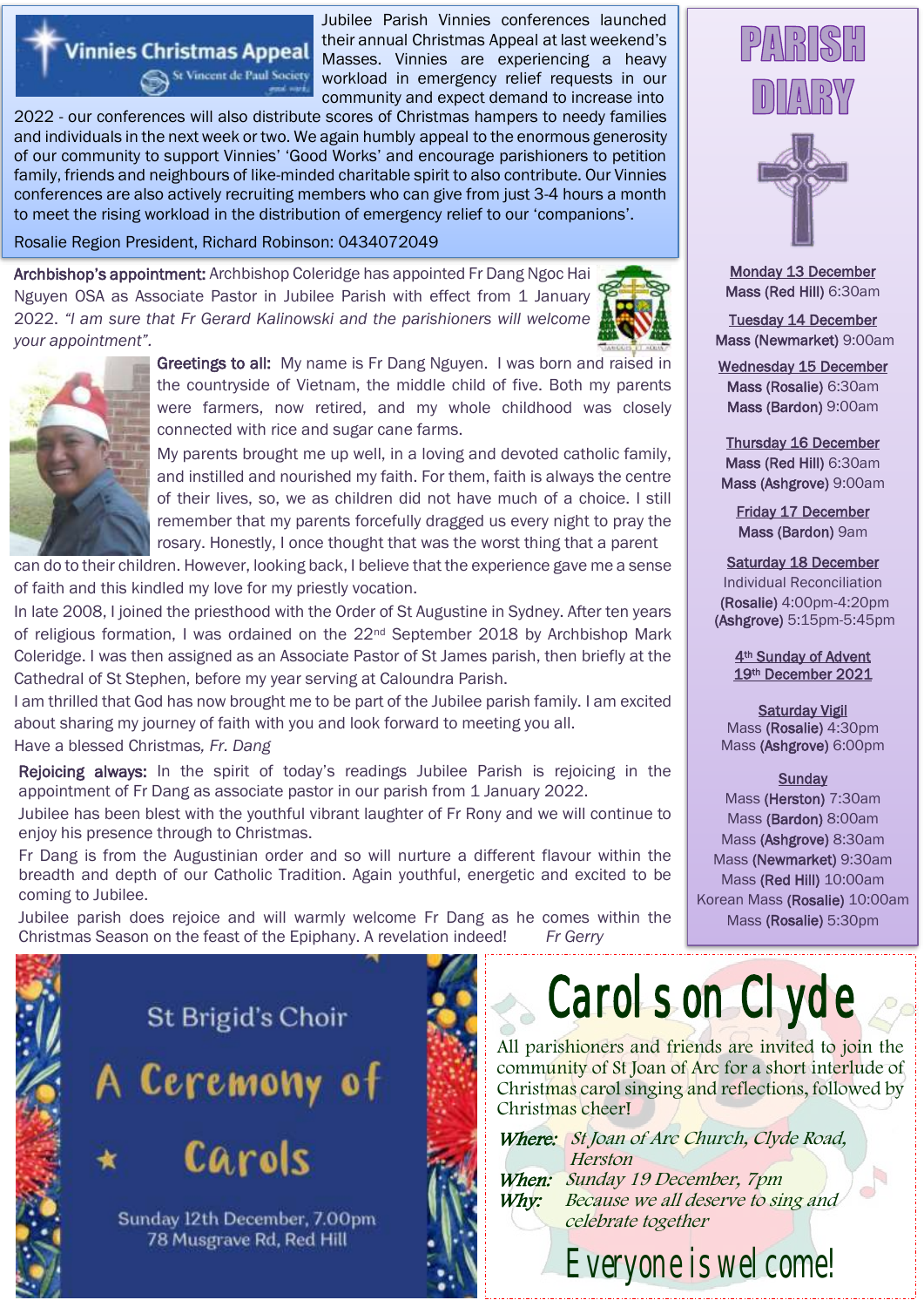## Vinnies Christmas Appeal

St Vincent de Paul Society

Jubilee Parish Vinnies conferences launched their annual Christmas Appeal at last weekend's Masses. Vinnies are experiencing a heavy workload in emergency relief requests in our community and expect demand to increase into 2022 - our conferences will also distribute scores of Christmas hampers to needy families and individuals in the next week or two. We again humbly appeal to the enormous generosity of our community to support Vinnies' 'Good Works' and encourage parishioners to petition family, friends and neighbours of like-minded charitable spirit to also contribute. Our Vinnies conferences are also actively recruiting members who can give from just 3-4 hours a month to meet the rising workload in the distribution of emergency relief to our 'companions'.

Rosalie Region President, Richard Robinson: 0434072049

**Archbishop's appointment:** Archbishop Coleridge has appointed Fr Dang Ngoc Hai Nguyen OSA as Associate Pastor in Jubilee Parish with effect from 1 January 2022. *"I am sure that Fr Gerard Kalinowski and the parishioners will welcome your appointment".*

**Greetings to all:** My name is Fr Dang Nguyen. I was born and raised in the countryside of Vietnam, the middle child of five. Both my parents were farmers, now retired, and my whole childhood was closely connected with rice and sugar cane farms.

My parents brought me up well, in a loving and devoted catholic family, and instilled and nourished my faith. For them, faith is always the centre of their lives, so, we as children did not have much of a choice. I still remember that my parents forcefully dragged us every night to pray the rosary. Honestly, I once thought that was the worst thing that a parent can do to their children. However, looking back, I believe that the experience gave me a sense of faith and this kindled my love for my priestly vocation.

In late 2008, I joined the priesthood with the Order of St Augustine in Sydney. After ten years of religious formation, I was ordained on the 22nd September 2018 by Archbishop Mark Coleridge. I was then assigned as an Associate Pastor of St James parish, then briefly at the Cathedral of St Stephen, before my year serving at Caloundra Parish.

I am thrilled that God has now brought me to be part of the Jubilee parish family. I am excited about sharing my journey of faith with you and look forward to meeting you all.

Have a blessed Christmas, *Fr. Dang*

**Rejoicing always:** In the spirit of today's readings Jubilee Parish is rejoicing in the appointment of Fr Dang as associate pastor in our parish from 1 January 2022.

Jubilee has been blest with the youthful vibrant laughter of Fr Rony and we will continue to enjoy his presence through to Christmas.

Fr Dang is from the Augustinian order and so will nurture a different flavour within the breadth and depth of our Catholic Tradition. Again youthful, energetic and excited to be coming to Jubilee.

Jubilee parish does rejoice and will warmly welcome Fr Dang as he comes within the Christmas Season on the feast of the Epiphany. A revelation indeed! *Fr Gerry*

# PARISH DIARY

**Monday 13 December**
Mass (Red Hill) 6:30am

**Tuesday 14 December**
Mass (Newmarket) 9:00am

**Wednesday 15 December**
Mass (Rosalie) 6:30am
Mass (Bardon) 9:00am

**Thursday 16 December**
Mass (Red Hill) 6:30am
Mass (Ashgrove) 9:00am

**Friday 17 December**
Mass (Bardon) 9am

**Saturday 18 December**
Individual Reconciliation
(Rosalie) 4:00pm-4:20pm
(Ashgrove) 5:15pm-5:45pm

**4th Sunday of Advent**
**19th December 2021**

**Saturday Vigil**
Mass (**Rosalie**) 4:30pm
Mass (**Ashgrove**) 6:00pm

**Sunday**
Mass (**Herston**) 7:30am
Mass (**Bardon**) 8:00am
Mass (**Ashgrove**) 8:30am
Mass (**Newmarket**) 9:30am
Mass (**Red Hill**) 10:00am
Korean Mass (**Rosalie**) 10:00am
Mass (**Rosalie**) 5:30pm

## St Brigid's Choir

## A Ceremony of Carols

Sunday 12th December, 7.00pm
78 Musgrave Rd, Red Hill

## Carols on Clyde

All parishioners and friends are invited to join the community of St Joan of Arc for a short interlude of Christmas carol singing and reflections, followed by Christmas cheer!

*Where:* *St Joan of Arc Church, Clyde Road, Herston*
*When:* *Sunday 19 December, 7pm*
*Why:* *Because we all deserve to sing and celebrate together*

**Everyone is welcome!**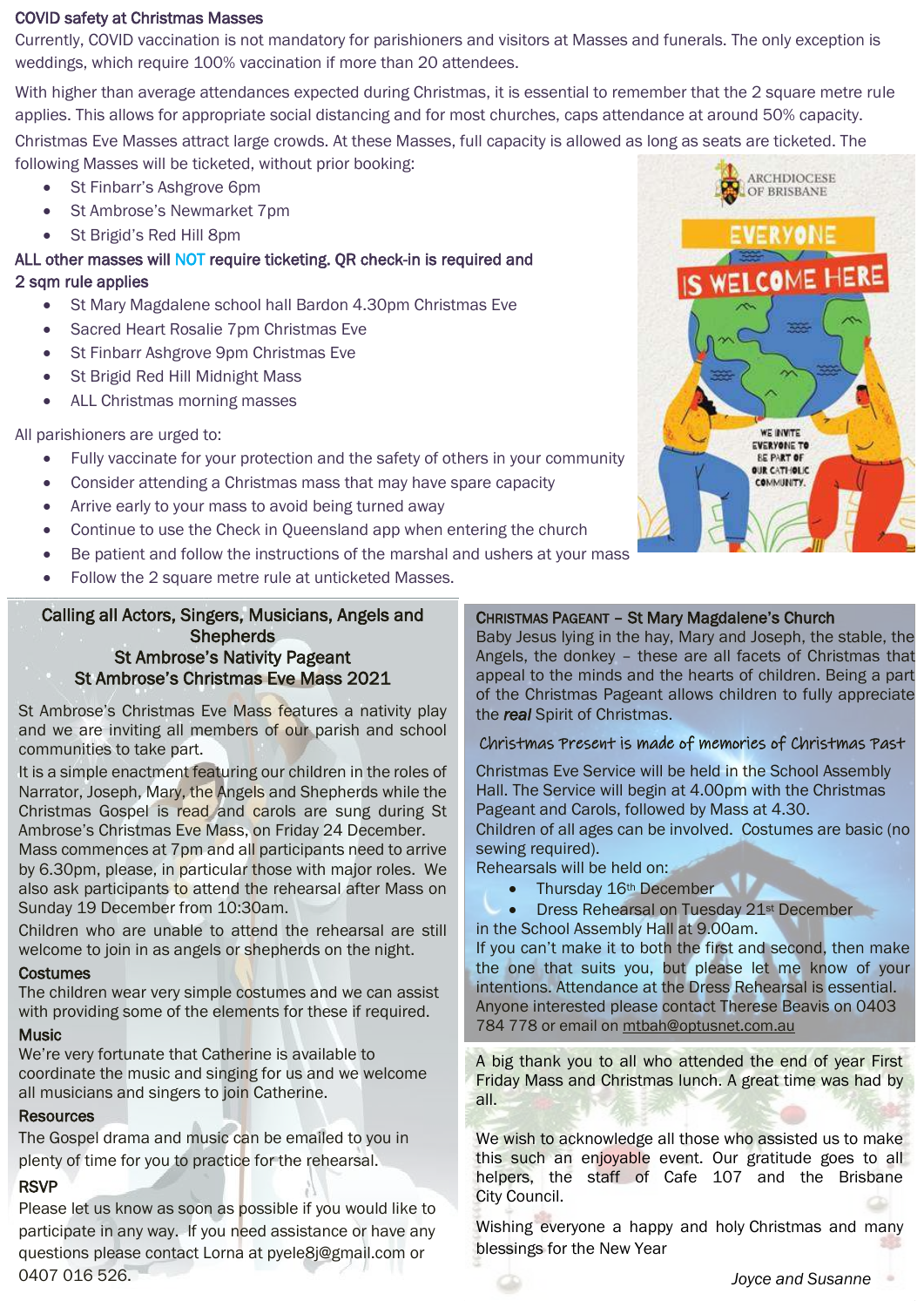## COVID safety at Christmas Masses

Currently, COVID vaccination is not mandatory for parishioners and visitors at Masses and funerals. The only exception is weddings, which require 100% vaccination if more than 20 attendees.

With higher than average attendances expected during Christmas, it is essential to remember that the 2 square metre rule applies. This allows for appropriate social distancing and for most churches, caps attendance at around 50% capacity.

Christmas Eve Masses attract large crowds. At these Masses, full capacity is allowed as long as seats are ticketed. The following Masses will be ticketed, without prior booking:

- St Finbarr's Ashgrove 6pm
- St Ambrose's Newmarket 7pm
- St Brigid's Red Hill 8pm

**ALL other masses will NOT require ticketing. QR check-in is required and 2 sqm rule applies**

- St Mary Magdalene school hall Bardon 4.30pm Christmas Eve
- Sacred Heart Rosalie 7pm Christmas Eve
- St Finbarr Ashgrove 9pm Christmas Eve
- St Brigid Red Hill Midnight Mass
- ALL Christmas morning masses

All parishioners are urged to:

- Fully vaccinate for your protection and the safety of others in your community
- Consider attending a Christmas mass that may have spare capacity
- Arrive early to your mass to avoid being turned away
- Continue to use the Check in Queensland app when entering the church
- Be patient and follow the instructions of the marshal and ushers at your mass
- Follow the 2 square metre rule at unticketed Masses.

ARCHDIOCESE OF BRISBANE

EVERYONE IS WELCOME HERE

WE INVITE EVERYONE TO BE PART OF OUR CATHOLIC COMMUNITY.

## Calling all Actors, Singers, Musicians, Angels and Shepherds
## St Ambrose's Nativity Pageant
## St Ambrose's Christmas Eve Mass 2021

St Ambrose's Christmas Eve Mass features a nativity play and we are inviting all members of our parish and school communities to take part.

It is a simple enactment featuring our children in the roles of Narrator, Joseph, Mary, the Angels and Shepherds while the Christmas Gospel is read and carols are sung during St Ambrose's Christmas Eve Mass, on Friday 24 December. Mass commences at 7pm and all participants need to arrive by 6.30pm, please, in particular those with major roles. We also ask participants to attend the rehearsal after Mass on Sunday 19 December from 10:30am.

Children who are unable to attend the rehearsal are still welcome to join in as angels or shepherds on the night.

**Costumes**

The children wear very simple costumes and we can assist with providing some of the elements for these if required.

**Music**

We're very fortunate that Catherine is available to coordinate the music and singing for us and we welcome all musicians and singers to join Catherine.

**Resources**

The Gospel drama and music can be emailed to you in plenty of time for you to practice for the rehearsal.

**RSVP**

Please let us know as soon as possible if you would like to participate in any way. If you need assistance or have any questions please contact Lorna at pyele8j@gmail.com or 0407 016 526.

## CHRISTMAS PAGEANT – St Mary Magdalene's Church

Baby Jesus lying in the hay, Mary and Joseph, the stable, the Angels, the donkey – these are all facets of Christmas that appeal to the minds and the hearts of children. Being a part of the Christmas Pageant allows children to fully appreciate the ***real*** Spirit of Christmas.

*Christmas Present is made of memories of Christmas Past*

Christmas Eve Service will be held in the School Assembly Hall. The Service will begin at 4.00pm with the Christmas Pageant and Carols, followed by Mass at 4.30.

Children of all ages can be involved. Costumes are basic (no sewing required).

Rehearsals will be held on:

- Thursday 16th December
- Dress Rehearsal on Tuesday 21st December

in the School Assembly Hall at 9.00am.

If you can't make it to both the first and second, then make the one that suits you, but please let me know of your intentions. Attendance at the Dress Rehearsal is essential. Anyone interested please contact Therese Beavis on 0403 784 778 or email on mtbah@optusnet.com.au

A big thank you to all who attended the end of year First Friday Mass and Christmas lunch. A great time was had by all.

We wish to acknowledge all those who assisted us to make this such an enjoyable event. Our gratitude goes to all helpers, the staff of Cafe 107 and the Brisbane City Council.

Wishing everyone a happy and holy Christmas and many blessings for the New Year

*Joyce and Susanne*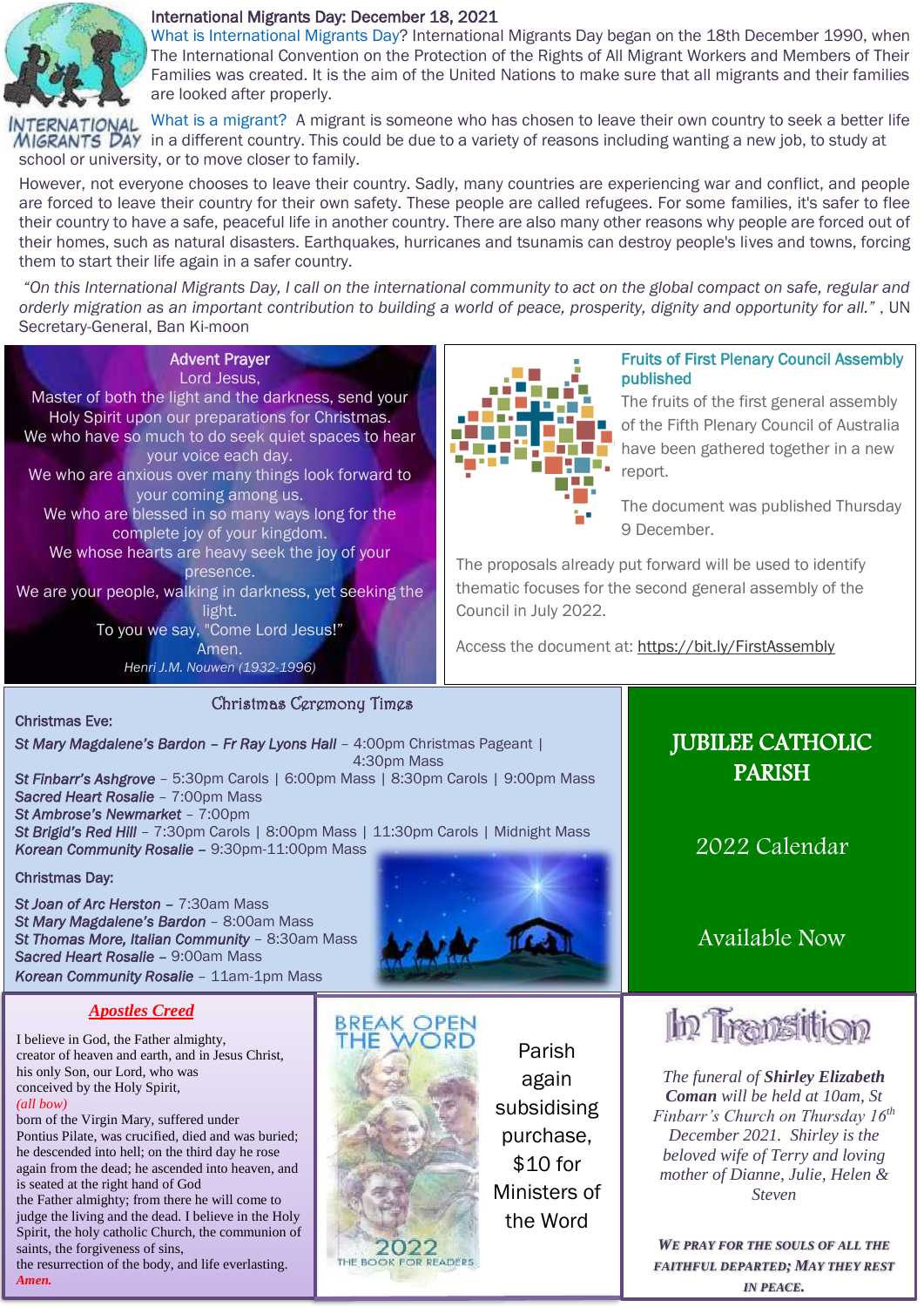## International Migrants Day: December 18, 2021

What is International Migrants Day? International Migrants Day began on the 18th December 1990, when The International Convention on the Protection of the Rights of All Migrant Workers and Members of Their Families was created. It is the aim of the United Nations to make sure that all migrants and their families are looked after properly.

What is a migrant? A migrant is someone who has chosen to leave their own country to seek a better life in a different country. This could be due to a variety of reasons including wanting a new job, to study at school or university, or to move closer to family.

However, not everyone chooses to leave their country. Sadly, many countries are experiencing war and conflict, and people are forced to leave their country for their own safety. These people are called refugees. For some families, it's safer to flee their country to have a safe, peaceful life in another country. There are also many other reasons why people are forced out of their homes, such as natural disasters. Earthquakes, hurricanes and tsunamis can destroy people's lives and towns, forcing them to start their life again in a safer country.

*"On this International Migrants Day, I call on the international community to act on the global compact on safe, regular and orderly migration as an important contribution to building a world of peace, prosperity, dignity and opportunity for all."* , UN Secretary-General, Ban Ki-moon

## Advent Prayer

Lord Jesus,
Master of both the light and the darkness, send your Holy Spirit upon our preparations for Christmas.
We who have so much to do seek quiet spaces to hear your voice each day.
We who are anxious over many things look forward to your coming among us.
We who are blessed in so many ways long for the complete joy of your kingdom.
We whose hearts are heavy seek the joy of your presence.
We are your people, walking in darkness, yet seeking the light.
To you we say, "Come Lord Jesus!"
Amen.

*Henri J.M. Nouwen (1932-1996)*

## Fruits of First Plenary Council Assembly published

The fruits of the first general assembly of the Fifth Plenary Council of Australia have been gathered together in a new report.

The document was published Thursday 9 December.

The proposals already put forward will be used to identify thematic focuses for the second general assembly of the Council in July 2022.

Access the document at: https://bit.ly/FirstAssembly

## Christmas Ceremony Times

**Christmas Eve:**

*St Mary Magdalene's Bardon – Fr Ray Lyons Hall* – 4:00pm Christmas Pageant | 4:30pm Mass
*St Finbarr's Ashgrove* – 5:30pm Carols | 6:00pm Mass | 8:30pm Carols | 9:00pm Mass
*Sacred Heart Rosalie* – 7:00pm Mass
*St Ambrose's Newmarket* – 7:00pm
*St Brigid's Red Hill* – 7:30pm Carols | 8:00pm Mass | 11:30pm Carols | Midnight Mass
*Korean Community Rosalie* – 9:30pm-11:00pm Mass

**Christmas Day:**

*St Joan of Arc Herston* – 7:30am Mass
*St Mary Magdalene's Bardon* – 8:00am Mass
*St Thomas More, Italian Community* – 8:30am Mass
*Sacred Heart Rosalie* – 9:00am Mass
*Korean Community Rosalie* – 11am-1pm Mass

## JUBILEE CATHOLIC PARISH

2022 Calendar

Available Now

## Apostles Creed

I believe in God, the Father almighty, creator of heaven and earth, and in Jesus Christ, his only Son, our Lord, who was conceived by the Holy Spirit,
*(all bow)*
born of the Virgin Mary, suffered under Pontius Pilate, was crucified, died and was buried; he descended into hell; on the third day he rose again from the dead; he ascended into heaven, and is seated at the right hand of God the Father almighty; from there he will come to judge the living and the dead. I believe in the Holy Spirit, the holy catholic Church, the communion of saints, the forgiveness of sins, the resurrection of the body, and life everlasting.
***Amen.***

## Break Open the Word 2022 – The Book for Readers

Parish again subsidising purchase, $10 for Ministers of the Word

## In Transition

*The funeral of **Shirley Elizabeth Coman** will be held at 10am, St Finbarr's Church on Thursday 16th December 2021. Shirley is the beloved wife of Terry and loving mother of Dianne, Julie, Helen & Steven*

***WE PRAY FOR THE SOULS OF ALL THE FAITHFUL DEPARTED; MAY THEY REST IN PEACE.***